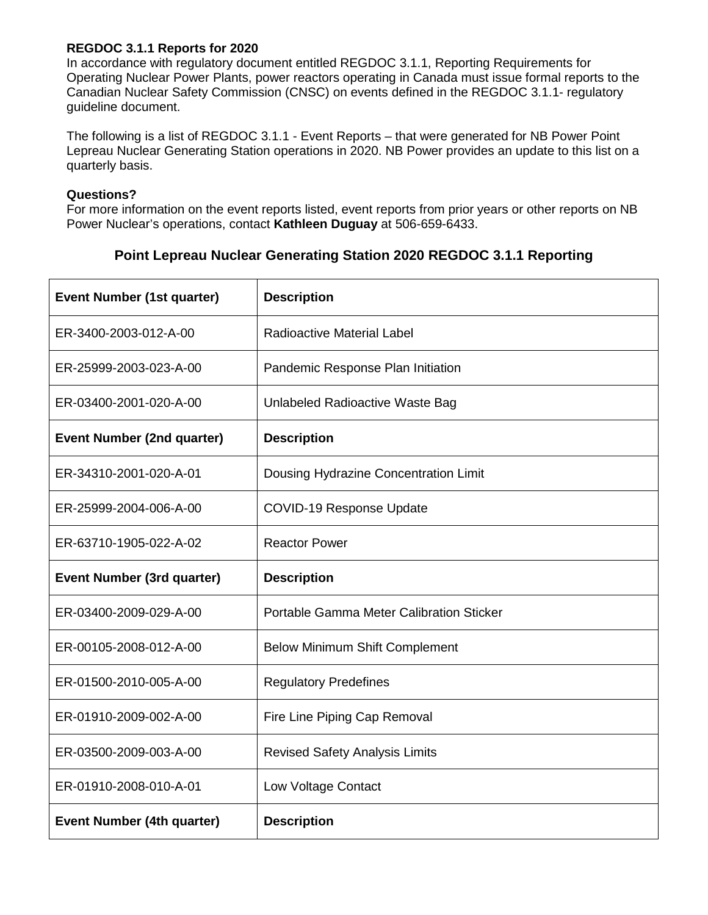**REGDOC 3.1.1 Reports for 2020**

In accordance with regulatory document entitled REGDOC 3.1.1, Reporting Requirements for Operating Nuclear Power Plants, power reactors operating in Canada must issue formal reports to the Canadian Nuclear Safety Commission (CNSC) on events defined in the REGDOC 3.1.1- regulatory guideline document.

The following is a list of REGDOC 3.1.1 - Event Reports – that were generated for NB Power Point Lepreau Nuclear Generating Station operations in 2020. NB Power provides an update to this list on a quarterly basis.

**Questions?**

For more information on the event reports listed, event reports from prior years or other reports on NB Power Nuclear's operations, contact **Kathleen Duguay** at 506-659-6433.

## Point Lepreau Nuclear Generating Station 2020 REGDOC 3.1.1 Reporting

| Event Number (1st quarter) | Description |
|---|---|
| ER-3400-2003-012-A-00 | Radioactive Material Label |
| ER-25999-2003-023-A-00 | Pandemic Response Plan Initiation |
| ER-03400-2001-020-A-00 | Unlabeled Radioactive Waste Bag |
| **Event Number (2nd quarter)** | **Description** |
| ER-34310-2001-020-A-01 | Dousing Hydrazine Concentration Limit |
| ER-25999-2004-006-A-00 | COVID-19 Response Update |
| ER-63710-1905-022-A-02 | Reactor Power |
| **Event Number (3rd quarter)** | **Description** |
| ER-03400-2009-029-A-00 | Portable Gamma Meter Calibration Sticker |
| ER-00105-2008-012-A-00 | Below Minimum Shift Complement |
| ER-01500-2010-005-A-00 | Regulatory Predefines |
| ER-01910-2009-002-A-00 | Fire Line Piping Cap Removal |
| ER-03500-2009-003-A-00 | Revised Safety Analysis Limits |
| ER-01910-2008-010-A-01 | Low Voltage Contact |
| **Event Number (4th quarter)** | **Description** |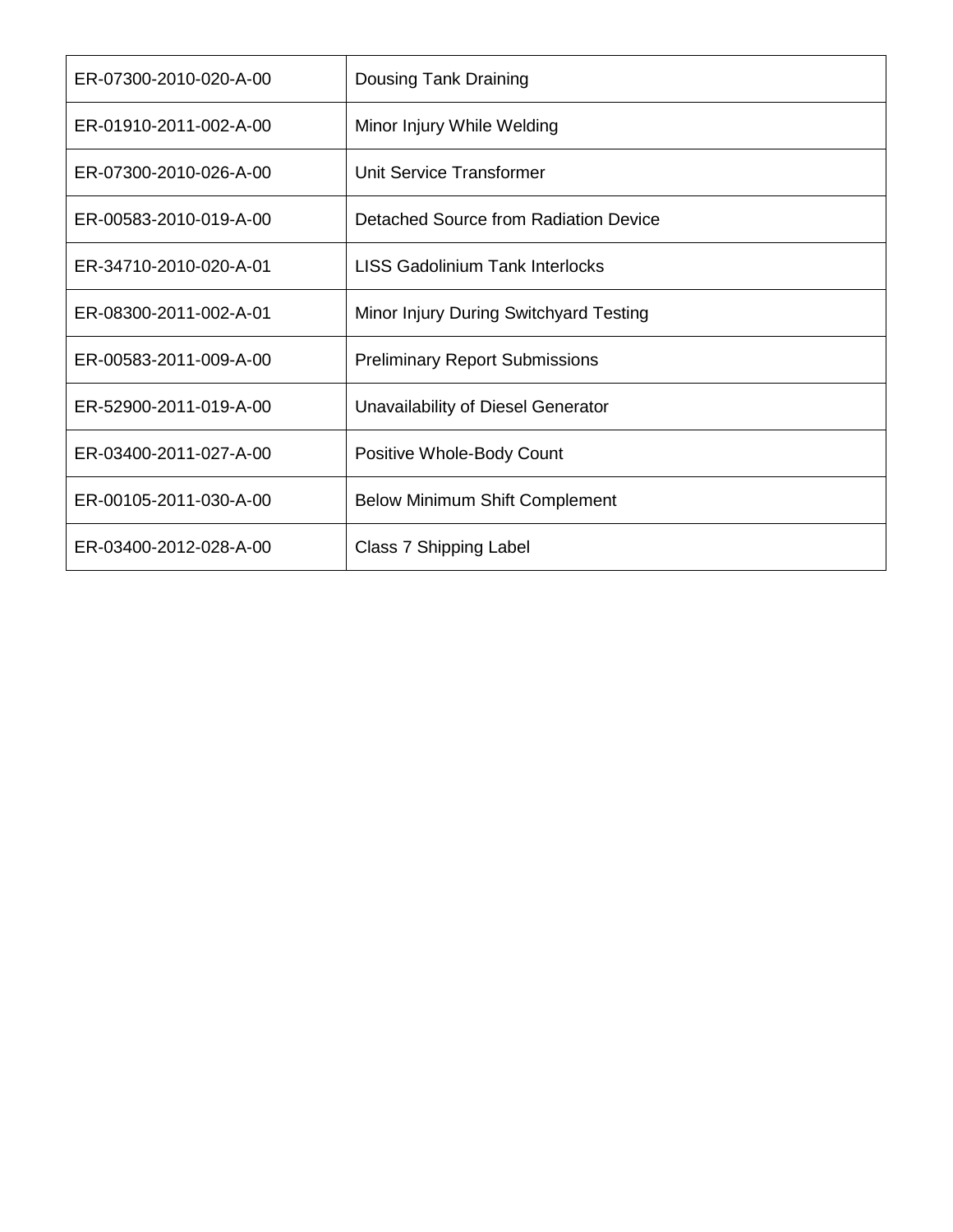| | |
|---|---|
| ER-07300-2010-020-A-00 | Dousing Tank Draining |
| ER-01910-2011-002-A-00 | Minor Injury While Welding |
| ER-07300-2010-026-A-00 | Unit Service Transformer |
| ER-00583-2010-019-A-00 | Detached Source from Radiation Device |
| ER-34710-2010-020-A-01 | LISS Gadolinium Tank Interlocks |
| ER-08300-2011-002-A-01 | Minor Injury During Switchyard Testing |
| ER-00583-2011-009-A-00 | Preliminary Report Submissions |
| ER-52900-2011-019-A-00 | Unavailability of Diesel Generator |
| ER-03400-2011-027-A-00 | Positive Whole-Body Count |
| ER-00105-2011-030-A-00 | Below Minimum Shift Complement |
| ER-03400-2012-028-A-00 | Class 7 Shipping Label |